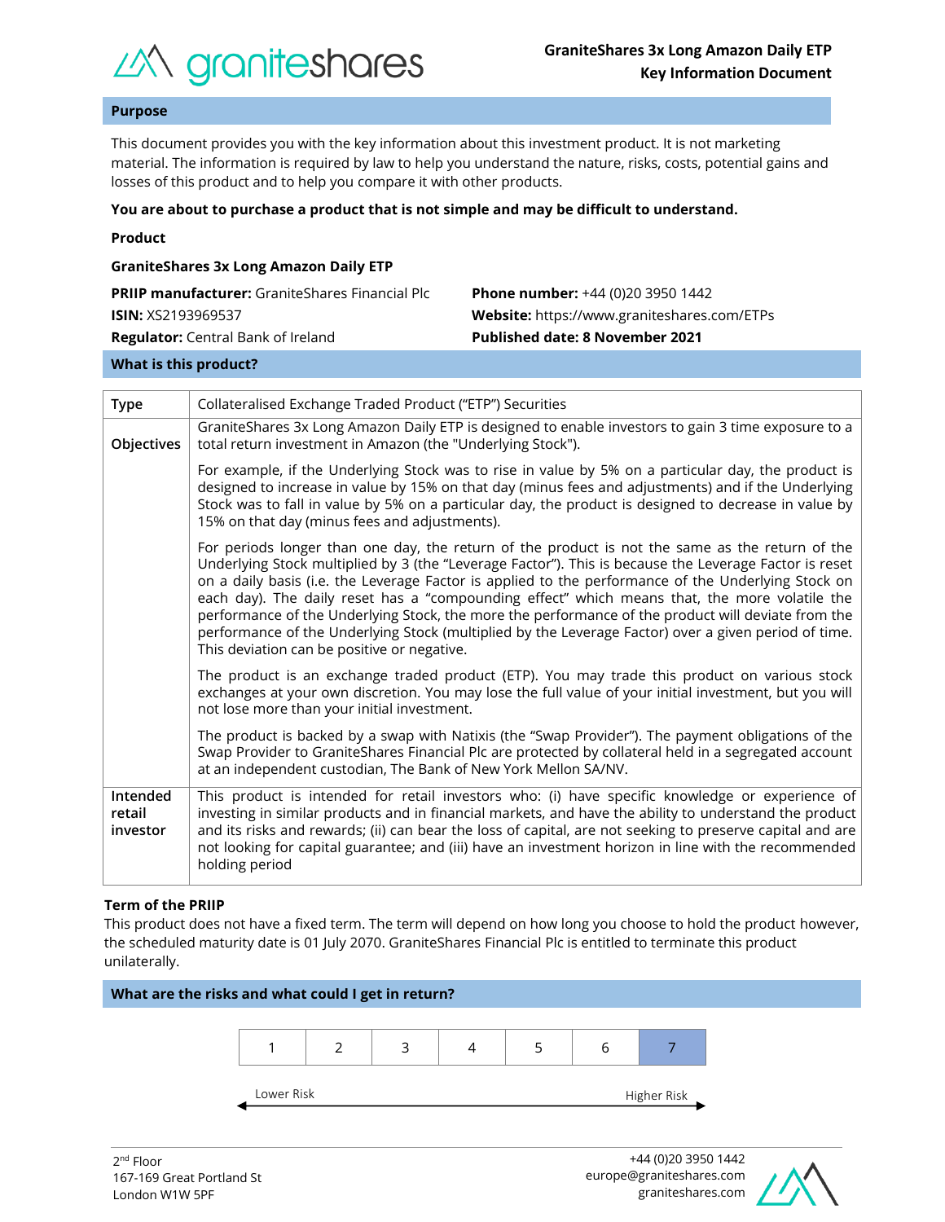# GraniteShares 3x Long Amazon Daily ETP
## Key Information Document

## Purpose

This document provides you with the key information about this investment product. It is not marketing material. The information is required by law to help you understand the nature, risks, costs, potential gains and losses of this product and to help you compare it with other products.

**You are about to purchase a product that is not simple and may be difficult to understand.**

**Product**

**GraniteShares 3x Long Amazon Daily ETP**

**PRIIP manufacturer:** GraniteShares Financial Plc
**ISIN:** XS2193969537
**Regulator:** Central Bank of Ireland
**Phone number:** +44 (0)20 3950 1442
**Website:** https://www.graniteshares.com/ETPs
**Published date: 8 November 2021**

## What is this product?

| | |
|---|---|
| **Type** | Collateralised Exchange Traded Product ("ETP") Securities |
| **Objectives** | GraniteShares 3x Long Amazon Daily ETP is designed to enable investors to gain 3 time exposure to a total return investment in Amazon (the "Underlying Stock").<br><br>For example, if the Underlying Stock was to rise in value by 5% on a particular day, the product is designed to increase in value by 15% on that day (minus fees and adjustments) and if the Underlying Stock was to fall in value by 5% on a particular day, the product is designed to decrease in value by 15% on that day (minus fees and adjustments).<br><br>For periods longer than one day, the return of the product is not the same as the return of the Underlying Stock multiplied by 3 (the "Leverage Factor"). This is because the Leverage Factor is reset on a daily basis (i.e. the Leverage Factor is applied to the performance of the Underlying Stock on each day). The daily reset has a "compounding effect" which means that, the more volatile the performance of the Underlying Stock, the more the performance of the product will deviate from the performance of the Underlying Stock (multiplied by the Leverage Factor) over a given period of time. This deviation can be positive or negative.<br><br>The product is an exchange traded product (ETP). You may trade this product on various stock exchanges at your own discretion. You may lose the full value of your initial investment, but you will not lose more than your initial investment.<br><br>The product is backed by a swap with Natixis (the "Swap Provider"). The payment obligations of the Swap Provider to GraniteShares Financial Plc are protected by collateral held in a segregated account at an independent custodian, The Bank of New York Mellon SA/NV. |
| **Intended retail investor** | This product is intended for retail investors who: (i) have specific knowledge or experience of investing in similar products and in financial markets, and have the ability to understand the product and its risks and rewards; (ii) can bear the loss of capital, are not seeking to preserve capital and are not looking for capital guarantee; and (iii) have an investment horizon in line with the recommended holding period |

**Term of the PRIIP**

This product does not have a fixed term. The term will depend on how long you choose to hold the product however, the scheduled maturity date is 01 July 2070. GraniteShares Financial Plc is entitled to terminate this product unilaterally.

## What are the risks and what could I get in return?

| 1 | 2 | 3 | 4 | 5 | 6 | **7** |
|---|---|---|---|---|---|---|

Lower Risk ← → Higher Risk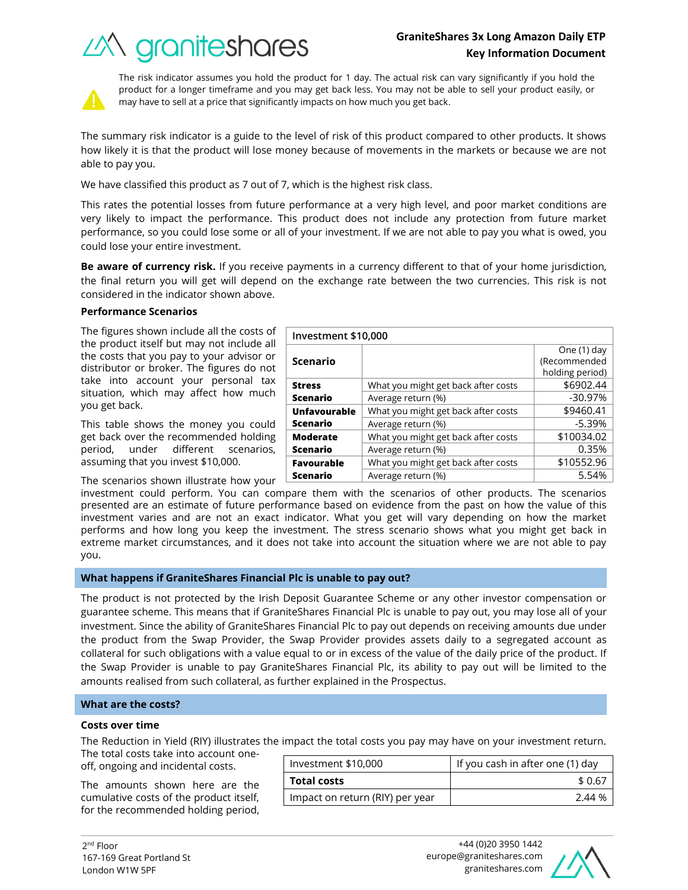The risk indicator assumes you hold the product for 1 day. The actual risk can vary significantly if you hold the product for a longer timeframe and you may get back less. You may not be able to sell your product easily, or may have to sell at a price that significantly impacts on how much you get back.

The summary risk indicator is a guide to the level of risk of this product compared to other products. It shows how likely it is that the product will lose money because of movements in the markets or because we are not able to pay you.

We have classified this product as 7 out of 7, which is the highest risk class.

This rates the potential losses from future performance at a very high level, and poor market conditions are very likely to impact the performance. This product does not include any protection from future market performance, so you could lose some or all of your investment. If we are not able to pay you what is owed, you could lose your entire investment.

**Be aware of currency risk.** If you receive payments in a currency different to that of your home jurisdiction, the final return you will get will depend on the exchange rate between the two currencies. This risk is not considered in the indicator shown above.

**Performance Scenarios**

The figures shown include all the costs of the product itself but may not include all the costs that you pay to your advisor or distributor or broker. The figures do not take into account your personal tax situation, which may affect how much you get back.

This table shows the money you could get back over the recommended holding period, under different scenarios, assuming that you invest $10,000.

| Investment $10,000 | | |
|---|---|---|
| **Scenario** | | One (1) day (Recommended holding period) |
| **Stress Scenario** | What you might get back after costs | $6902.44 |
| | Average return (%) | -30.97% |
| **Unfavourable Scenario** | What you might get back after costs | $9460.41 |
| | Average return (%) | -5.39% |
| **Moderate Scenario** | What you might get back after costs | $10034.02 |
| | Average return (%) | 0.35% |
| **Favourable Scenario** | What you might get back after costs | $10552.96 |
| | Average return (%) | 5.54% |

The scenarios shown illustrate how your investment could perform. You can compare them with the scenarios of other products. The scenarios presented are an estimate of future performance based on evidence from the past on how the value of this investment varies and are not an exact indicator. What you get will vary depending on how the market performs and how long you keep the investment. The stress scenario shows what you might get back in extreme market circumstances, and it does not take into account the situation where we are not able to pay you.

## What happens if GraniteShares Financial Plc is unable to pay out?

The product is not protected by the Irish Deposit Guarantee Scheme or any other investor compensation or guarantee scheme. This means that if GraniteShares Financial Plc is unable to pay out, you may lose all of your investment. Since the ability of GraniteShares Financial Plc to pay out depends on receiving amounts due under the product from the Swap Provider, the Swap Provider provides assets daily to a segregated account as collateral for such obligations with a value equal to or in excess of the value of the daily price of the product. If the Swap Provider is unable to pay GraniteShares Financial Plc, its ability to pay out will be limited to the amounts realised from such collateral, as further explained in the Prospectus.

## What are the costs?

**Costs over time**

The Reduction in Yield (RIY) illustrates the impact the total costs you pay may have on your investment return. The total costs take into account one-off, ongoing and incidental costs.

The amounts shown here are the cumulative costs of the product itself, for the recommended holding period,

| Investment $10,000 | If you cash in after one (1) day |
|---|---|
| **Total costs** | $ 0.67 |
| Impact on return (RIY) per year | 2.44 % |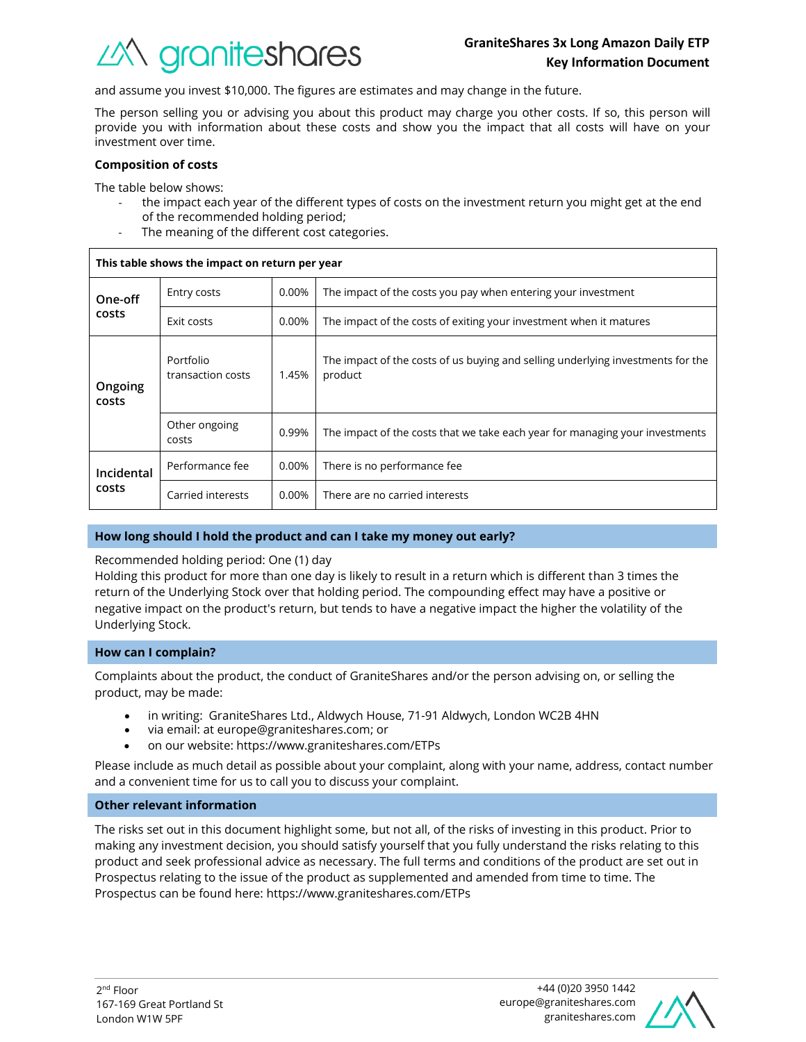and assume you invest $10,000. The figures are estimates and may change in the future.

The person selling you or advising you about this product may charge you other costs. If so, this person will provide you with information about these costs and show you the impact that all costs will have on your investment over time.

**Composition of costs**

The table below shows:

- the impact each year of the different types of costs on the investment return you might get at the end of the recommended holding period;
- The meaning of the different cost categories.

| This table shows the impact on return per year | | | |
|---|---|---|---|
| One-off costs | Entry costs | 0.00% | The impact of the costs you pay when entering your investment |
| | Exit costs | 0.00% | The impact of the costs of exiting your investment when it matures |
| Ongoing costs | Portfolio transaction costs | 1.45% | The impact of the costs of us buying and selling underlying investments for the product |
| | Other ongoing costs | 0.99% | The impact of the costs that we take each year for managing your investments |
| Incidental costs | Performance fee | 0.00% | There is no performance fee |
| | Carried interests | 0.00% | There are no carried interests |

## How long should I hold the product and can I take my money out early?

Recommended holding period: One (1) day
Holding this product for more than one day is likely to result in a return which is different than 3 times the return of the Underlying Stock over that holding period. The compounding effect may have a positive or negative impact on the product's return, but tends to have a negative impact the higher the volatility of the Underlying Stock.

## How can I complain?

Complaints about the product, the conduct of GraniteShares and/or the person advising on, or selling the product, may be made:

- in writing: GraniteShares Ltd., Aldwych House, 71-91 Aldwych, London WC2B 4HN
- via email: at europe@graniteshares.com; or
- on our website: https://www.graniteshares.com/ETPs

Please include as much detail as possible about your complaint, along with your name, address, contact number and a convenient time for us to call you to discuss your complaint.

## Other relevant information

The risks set out in this document highlight some, but not all, of the risks of investing in this product. Prior to making any investment decision, you should satisfy yourself that you fully understand the risks relating to this product and seek professional advice as necessary. The full terms and conditions of the product are set out in Prospectus relating to the issue of the product as supplemented and amended from time to time. The Prospectus can be found here: https://www.graniteshares.com/ETPs